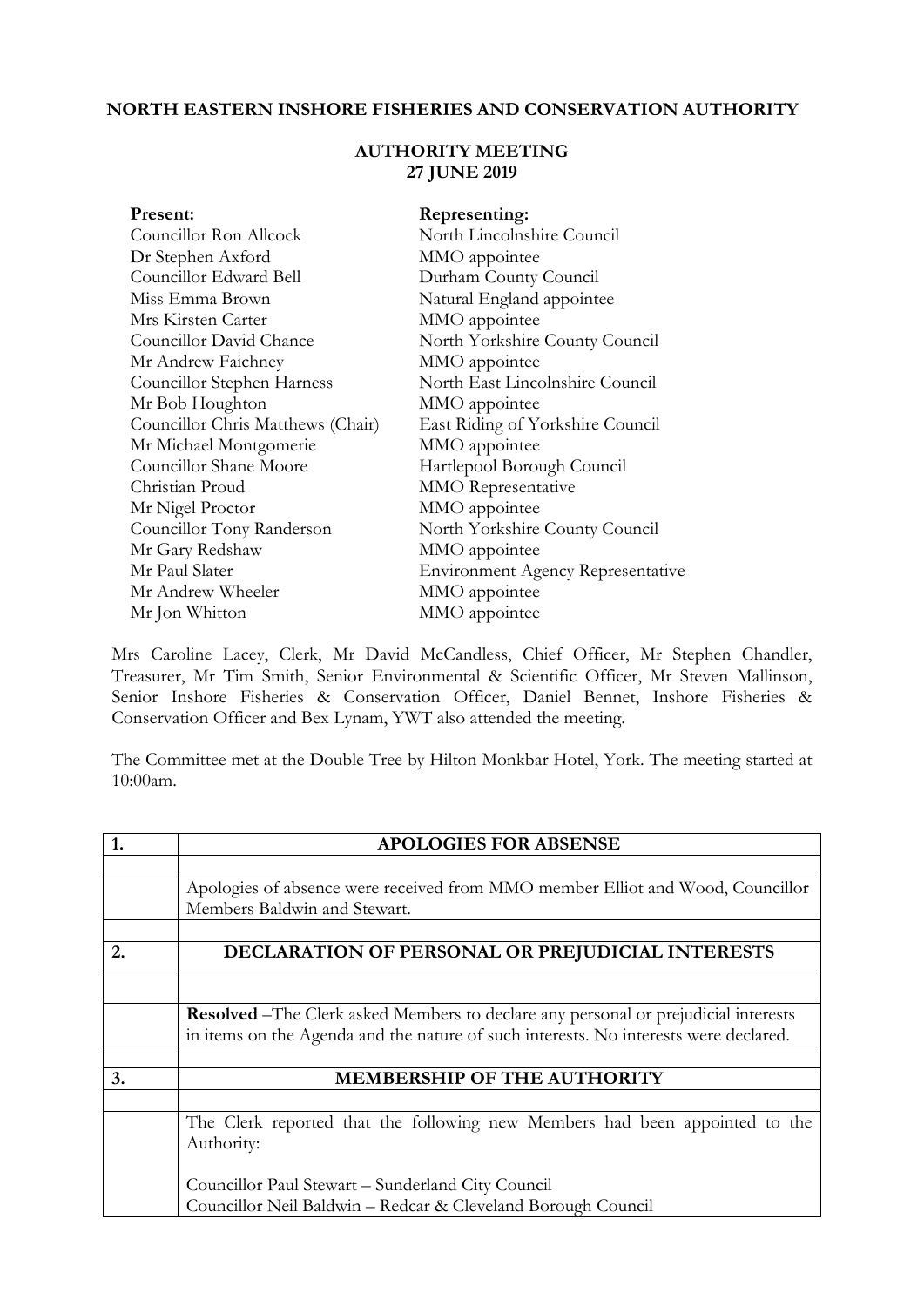**NORTH EASTERN INSHORE FISHERIES AND CONSERVATION AUTHORITY**

**AUTHORITY MEETING**
**27 JUNE 2019**

| **Present:** | **Representing:** |
|---|---|
| Councillor Ron Allcock | North Lincolnshire Council |
| Dr Stephen Axford | MMO appointee |
| Councillor Edward Bell | Durham County Council |
| Miss Emma Brown | Natural England appointee |
| Mrs Kirsten Carter | MMO appointee |
| Councillor David Chance | North Yorkshire County Council |
| Mr Andrew Faichney | MMO appointee |
| Councillor Stephen Harness | North East Lincolnshire Council |
| Mr Bob Houghton | MMO appointee |
| Councillor Chris Matthews (Chair) | East Riding of Yorkshire Council |
| Mr Michael Montgomerie | MMO appointee |
| Councillor Shane Moore | Hartlepool Borough Council |
| Christian Proud | MMO Representative |
| Mr Nigel Proctor | MMO appointee |
| Councillor Tony Randerson | North Yorkshire County Council |
| Mr Gary Redshaw | MMO appointee |
| Mr Paul Slater | Environment Agency Representative |
| Mr Andrew Wheeler | MMO appointee |
| Mr Jon Whitton | MMO appointee |

Mrs Caroline Lacey, Clerk, Mr David McCandless, Chief Officer, Mr Stephen Chandler, Treasurer, Mr Tim Smith, Senior Environmental & Scientific Officer, Mr Steven Mallinson, Senior Inshore Fisheries & Conservation Officer, Daniel Bennet, Inshore Fisheries & Conservation Officer and Bex Lynam, YWT also attended the meeting.

The Committee met at the Double Tree by Hilton Monkbar Hotel, York. The meeting started at 10:00am.

| **1.** | **APOLOGIES FOR ABSENSE** |
|---|---|
| | |
| | Apologies of absence were received from MMO member Elliot and Wood, Councillor Members Baldwin and Stewart. |
| | |
| **2.** | **DECLARATION OF PERSONAL OR PREJUDICIAL INTERESTS** |
| | |
| | **Resolved** –The Clerk asked Members to declare any personal or prejudicial interests in items on the Agenda and the nature of such interests. No interests were declared. |
| | |
| **3.** | **MEMBERSHIP OF THE AUTHORITY** |
| | |
| | The Clerk reported that the following new Members had been appointed to the Authority:<br><br>Councillor Paul Stewart – Sunderland City Council<br>Councillor Neil Baldwin – Redcar & Cleveland Borough Council |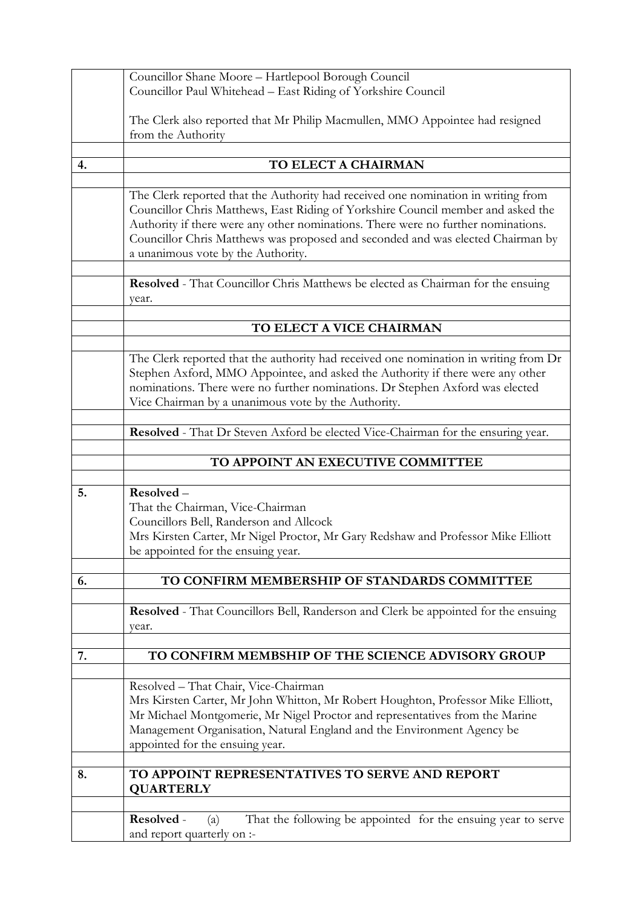| | |
|---|---|
| | Councillor Shane Moore – Hartlepool Borough Council<br>Councillor Paul Whitehead – East Riding of Yorkshire Council<br><br>The Clerk also reported that Mr Philip Macmullen, MMO Appointee had resigned from the Authority |
| | |
| **4.** | **TO ELECT A CHAIRMAN** |
| | |
| | The Clerk reported that the Authority had received one nomination in writing from Councillor Chris Matthews, East Riding of Yorkshire Council member and asked the Authority if there were any other nominations. There were no further nominations. Councillor Chris Matthews was proposed and seconded and was elected Chairman by a unanimous vote by the Authority. |
| | |
| | **Resolved** - That Councillor Chris Matthews be elected as Chairman for the ensuing year. |
| | |
| | **TO ELECT A VICE CHAIRMAN** |
| | |
| | The Clerk reported that the authority had received one nomination in writing from Dr Stephen Axford, MMO Appointee, and asked the Authority if there were any other nominations. There were no further nominations. Dr Stephen Axford was elected Vice Chairman by a unanimous vote by the Authority. |
| | |
| | **Resolved** - That Dr Steven Axford be elected Vice-Chairman for the ensuring year. |
| | |
| | **TO APPOINT AN EXECUTIVE COMMITTEE** |
| | |
| **5.** | **Resolved** –<br>That the Chairman, Vice-Chairman<br>Councillors Bell, Randerson and Allcock<br>Mrs Kirsten Carter, Mr Nigel Proctor, Mr Gary Redshaw and Professor Mike Elliott be appointed for the ensuing year. |
| | |
| **6.** | **TO CONFIRM MEMBERSHIP OF STANDARDS COMMITTEE** |
| | |
| | **Resolved** - That Councillors Bell, Randerson and Clerk be appointed for the ensuing year. |
| | |
| **7.** | **TO CONFIRM MEMBSHIP OF THE SCIENCE ADVISORY GROUP** |
| | |
| | Resolved – That Chair, Vice-Chairman<br>Mrs Kirsten Carter, Mr John Whitton, Mr Robert Houghton, Professor Mike Elliott, Mr Michael Montgomerie, Mr Nigel Proctor and representatives from the Marine Management Organisation, Natural England and the Environment Agency be appointed for the ensuing year. |
| | |
| **8.** | **TO APPOINT REPRESENTATIVES TO SERVE AND REPORT QUARTERLY** |
| | |
| | **Resolved** - (a) That the following be appointed for the ensuing year to serve and report quarterly on :- |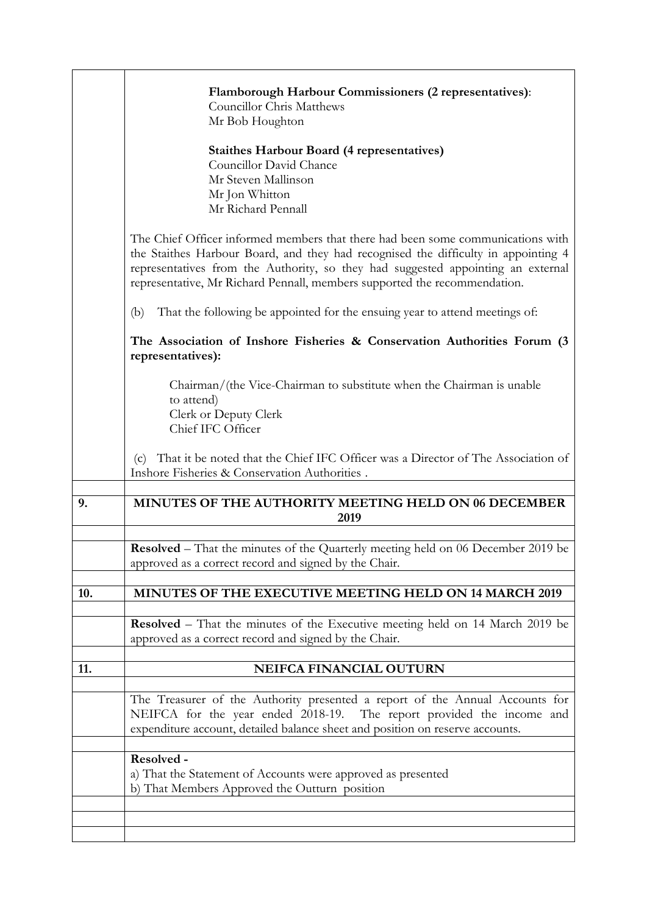**Flamborough Harbour Commissioners (2 representatives)**:
Councillor Chris Matthews
Mr Bob Houghton

**Staithes Harbour Board (4 representatives)**
Councillor David Chance
Mr Steven Mallinson
Mr Jon Whitton
Mr Richard Pennall

The Chief Officer informed members that there had been some communications with the Staithes Harbour Board, and they had recognised the difficulty in appointing 4 representatives from the Authority, so they had suggested appointing an external representative, Mr Richard Pennall, members supported the recommendation.

(b) That the following be appointed for the ensuing year to attend meetings of:

**The Association of Inshore Fisheries & Conservation Authorities Forum (3 representatives):**

Chairman/(the Vice-Chairman to substitute when the Chairman is unable to attend)
Clerk or Deputy Clerk
Chief IFC Officer

(c) That it be noted that the Chief IFC Officer was a Director of The Association of Inshore Fisheries & Conservation Authorities .

## 9. MINUTES OF THE AUTHORITY MEETING HELD ON 06 DECEMBER 2019

**Resolved** – That the minutes of the Quarterly meeting held on 06 December 2019 be approved as a correct record and signed by the Chair.

## 10. MINUTES OF THE EXECUTIVE MEETING HELD ON 14 MARCH 2019

**Resolved** – That the minutes of the Executive meeting held on 14 March 2019 be approved as a correct record and signed by the Chair.

## 11. NEIFCA FINANCIAL OUTURN

The Treasurer of the Authority presented a report of the Annual Accounts for NEIFCA for the year ended 2018-19. The report provided the income and expenditure account, detailed balance sheet and position on reserve accounts.

**Resolved -**
a) That the Statement of Accounts were approved as presented
b) That Members Approved the Outturn position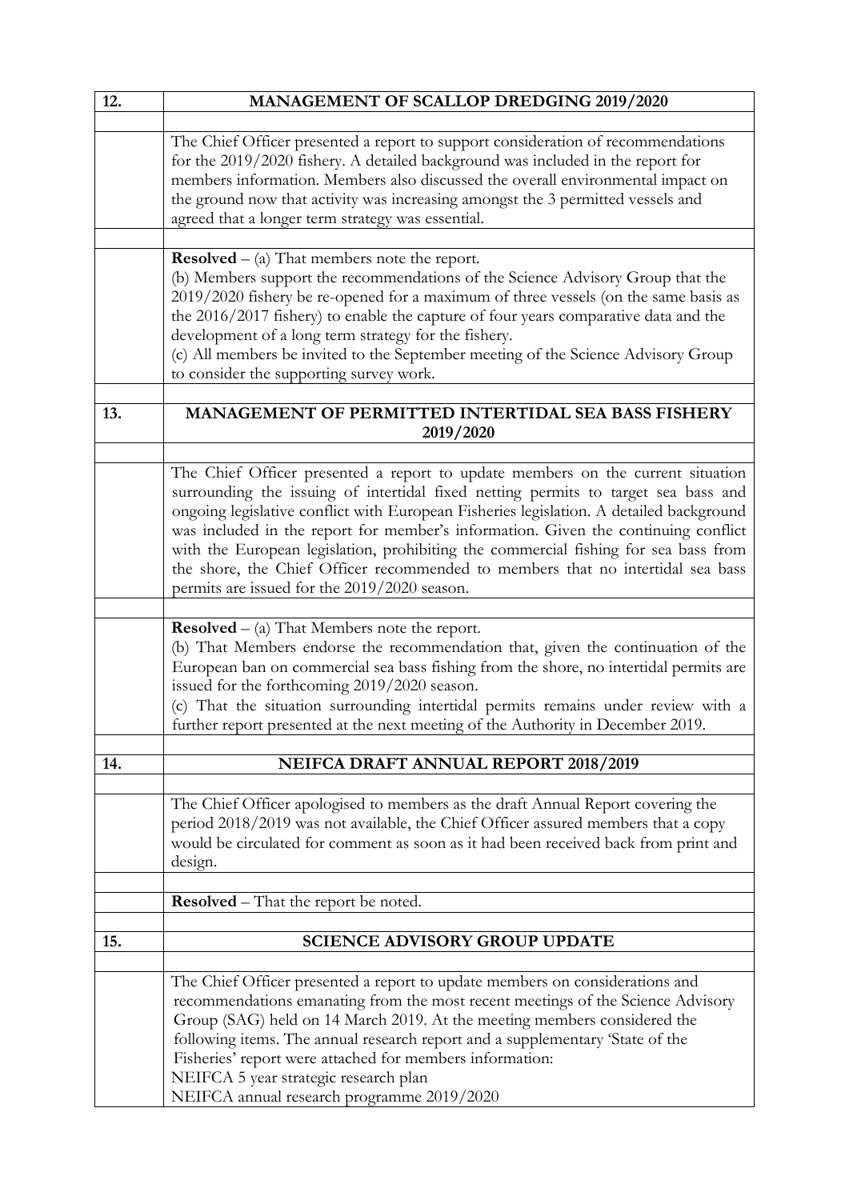## 12. MANAGEMENT OF SCALLOP DREDGING 2019/2020

The Chief Officer presented a report to support consideration of recommendations for the 2019/2020 fishery. A detailed background was included in the report for members information. Members also discussed the overall environmental impact on the ground now that activity was increasing amongst the 3 permitted vessels and agreed that a longer term strategy was essential.

**Resolved** – (a) That members note the report.
(b) Members support the recommendations of the Science Advisory Group that the 2019/2020 fishery be re-opened for a maximum of three vessels (on the same basis as the 2016/2017 fishery) to enable the capture of four years comparative data and the development of a long term strategy for the fishery.
(c) All members be invited to the September meeting of the Science Advisory Group to consider the supporting survey work.

## 13. MANAGEMENT OF PERMITTED INTERTIDAL SEA BASS FISHERY 2019/2020

The Chief Officer presented a report to update members on the current situation surrounding the issuing of intertidal fixed netting permits to target sea bass and ongoing legislative conflict with European Fisheries legislation. A detailed background was included in the report for member's information. Given the continuing conflict with the European legislation, prohibiting the commercial fishing for sea bass from the shore, the Chief Officer recommended to members that no intertidal sea bass permits are issued for the 2019/2020 season.

**Resolved** – (a) That Members note the report.
(b) That Members endorse the recommendation that, given the continuation of the European ban on commercial sea bass fishing from the shore, no intertidal permits are issued for the forthcoming 2019/2020 season.
(c) That the situation surrounding intertidal permits remains under review with a further report presented at the next meeting of the Authority in December 2019.

## 14. NEIFCA DRAFT ANNUAL REPORT 2018/2019

The Chief Officer apologised to members as the draft Annual Report covering the period 2018/2019 was not available, the Chief Officer assured members that a copy would be circulated for comment as soon as it had been received back from print and design.

**Resolved** – That the report be noted.

## 15. SCIENCE ADVISORY GROUP UPDATE

The Chief Officer presented a report to update members on considerations and recommendations emanating from the most recent meetings of the Science Advisory Group (SAG) held on 14 March 2019. At the meeting members considered the following items. The annual research report and a supplementary 'State of the Fisheries' report were attached for members information:
NEIFCA 5 year strategic research plan
NEIFCA annual research programme 2019/2020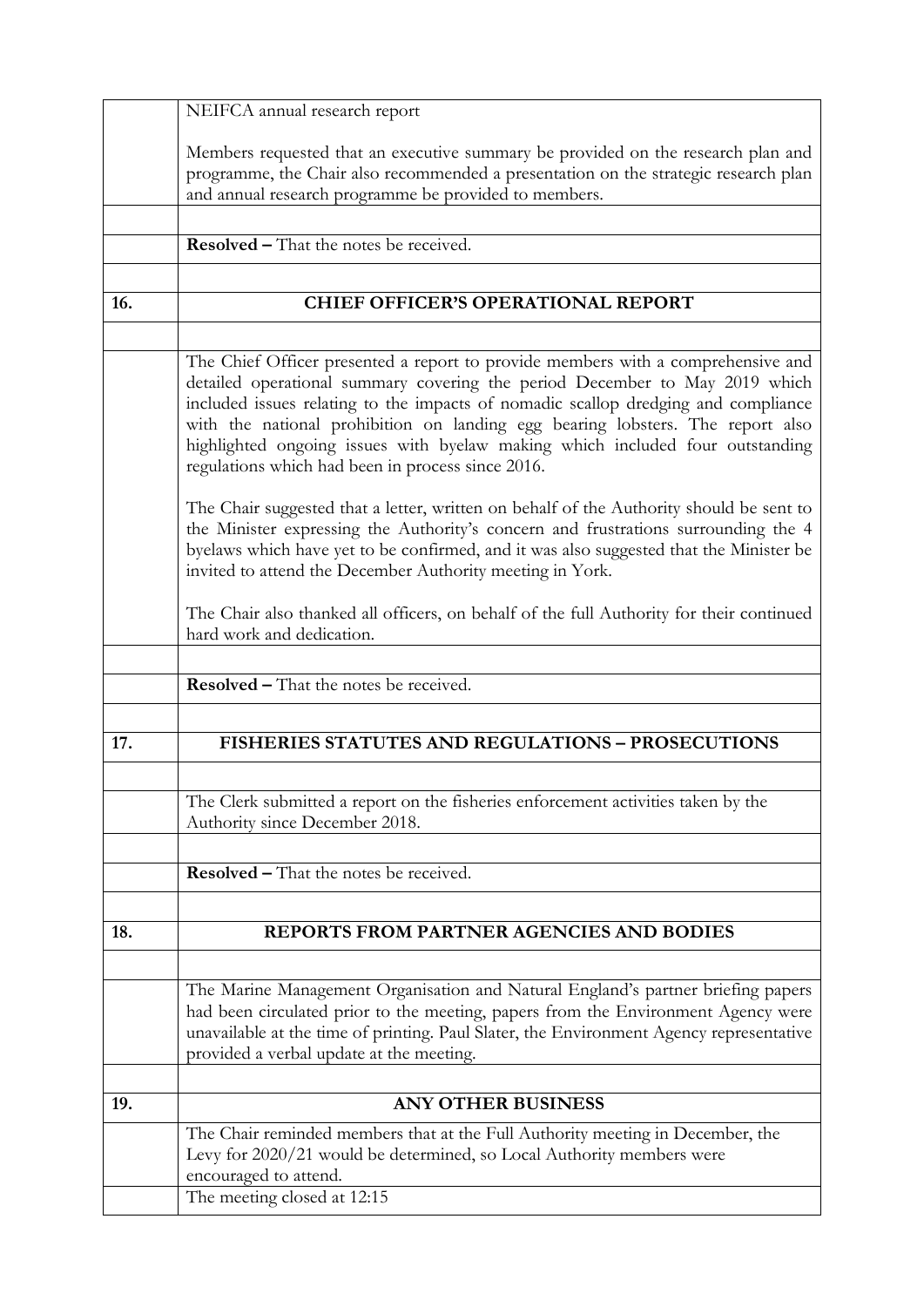| | |
|---|---|
| | NEIFCA annual research report<br><br>Members requested that an executive summary be provided on the research plan and programme, the Chair also recommended a presentation on the strategic research plan and annual research programme be provided to members. |
| | |
| | **Resolved –** That the notes be received. |
| | |
| **16.** | **CHIEF OFFICER'S OPERATIONAL REPORT** |
| | |
| | The Chief Officer presented a report to provide members with a comprehensive and detailed operational summary covering the period December to May 2019 which included issues relating to the impacts of nomadic scallop dredging and compliance with the national prohibition on landing egg bearing lobsters. The report also highlighted ongoing issues with byelaw making which included four outstanding regulations which had been in process since 2016.<br><br>The Chair suggested that a letter, written on behalf of the Authority should be sent to the Minister expressing the Authority's concern and frustrations surrounding the 4 byelaws which have yet to be confirmed, and it was also suggested that the Minister be invited to attend the December Authority meeting in York.<br><br>The Chair also thanked all officers, on behalf of the full Authority for their continued hard work and dedication. |
| | |
| | **Resolved –** That the notes be received. |
| | |
| **17.** | **FISHERIES STATUTES AND REGULATIONS – PROSECUTIONS** |
| | |
| | The Clerk submitted a report on the fisheries enforcement activities taken by the Authority since December 2018. |
| | |
| | **Resolved –** That the notes be received. |
| | |
| **18.** | **REPORTS FROM PARTNER AGENCIES AND BODIES** |
| | |
| | The Marine Management Organisation and Natural England's partner briefing papers had been circulated prior to the meeting, papers from the Environment Agency were unavailable at the time of printing. Paul Slater, the Environment Agency representative provided a verbal update at the meeting. |
| | |
| **19.** | **ANY OTHER BUSINESS** |
| | The Chair reminded members that at the Full Authority meeting in December, the Levy for 2020/21 would be determined, so Local Authority members were encouraged to attend. |
| | The meeting closed at 12:15 |